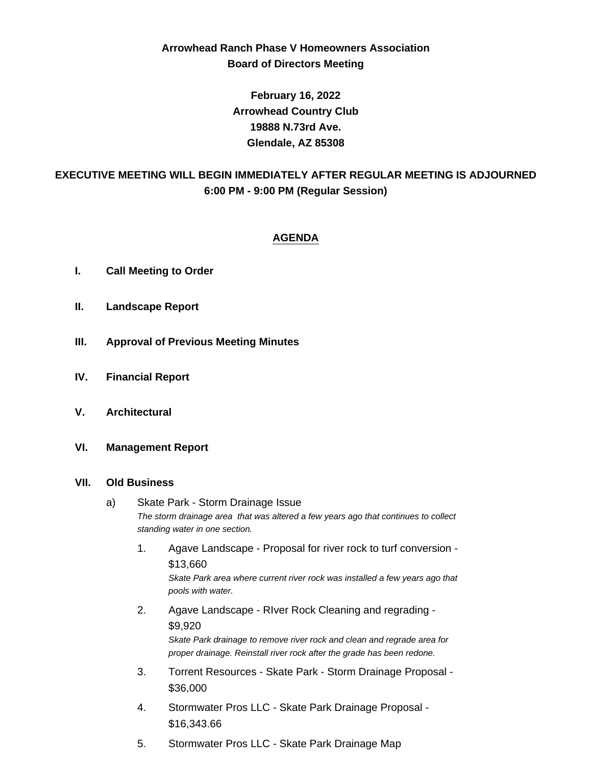**Arrowhead Ranch Phase V Homeowners Association**
**Board of Directors Meeting**

**February 16, 2022**
**Arrowhead Country Club**
**19888 N.73rd Ave.**
**Glendale, AZ 85308**

**EXECUTIVE MEETING WILL BEGIN IMMEDIATELY AFTER REGULAR MEETING IS ADJOURNED**
**6:00 PM - 9:00 PM (Regular Session)**

## AGENDA

**I. Call Meeting to Order**

**II. Landscape Report**

**III. Approval of Previous Meeting Minutes**

**IV. Financial Report**

**V. Architectural**

**VI. Management Report**

**VII. Old Business**

a) Skate Park - Storm Drainage Issue
*The storm drainage area that was altered a few years ago that continues to collect standing water in one section.*

1. Agave Landscape - Proposal for river rock to turf conversion - $13,660
*Skate Park area where current river rock was installed a few years ago that pools with water.*
2. Agave Landscape - RIver Rock Cleaning and regrading - $9,920
*Skate Park drainage to remove river rock and clean and regrade area for proper drainage. Reinstall river rock after the grade has been redone.*
3. Torrent Resources - Skate Park - Storm Drainage Proposal - $36,000
4. Stormwater Pros LLC - Skate Park Drainage Proposal - $16,343.66
5. Stormwater Pros LLC - Skate Park Drainage Map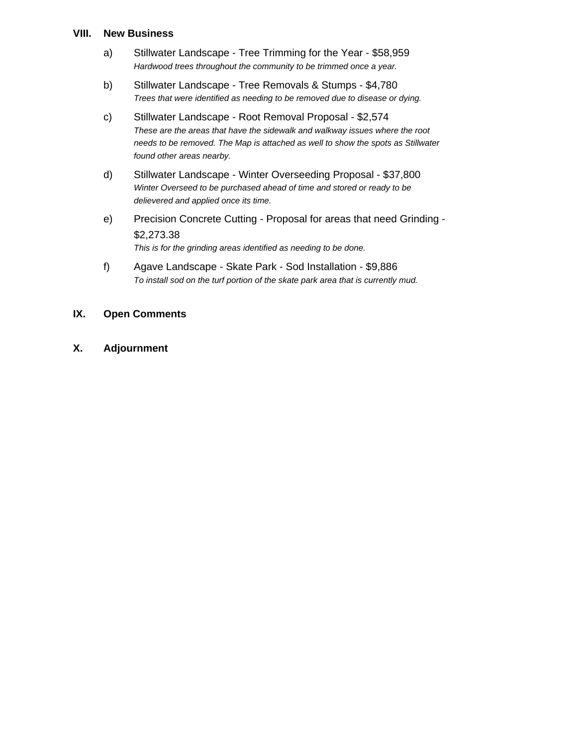## VIII. New Business

a) Stillwater Landscape - Tree Trimming for the Year - $58,959
*Hardwood trees throughout the community to be trimmed once a year.*

b) Stillwater Landscape - Tree Removals & Stumps - $4,780
*Trees that were identified as needing to be removed due to disease or dying.*

c) Stillwater Landscape - Root Removal Proposal - $2,574
*These are the areas that have the sidewalk and walkway issues where the root needs to be removed. The Map is attached as well to show the spots as Stillwater found other areas nearby.*

d) Stillwater Landscape - Winter Overseeding Proposal - $37,800
*Winter Overseed to be purchased ahead of time and stored or ready to be delievered and applied once its time.*

e) Precision Concrete Cutting - Proposal for areas that need Grinding - $2,273.38
*This is for the grinding areas identified as needing to be done.*

f) Agave Landscape - Skate Park - Sod Installation - $9,886
*To install sod on the turf portion of the skate park area that is currently mud.*

## IX. Open Comments

## X. Adjournment